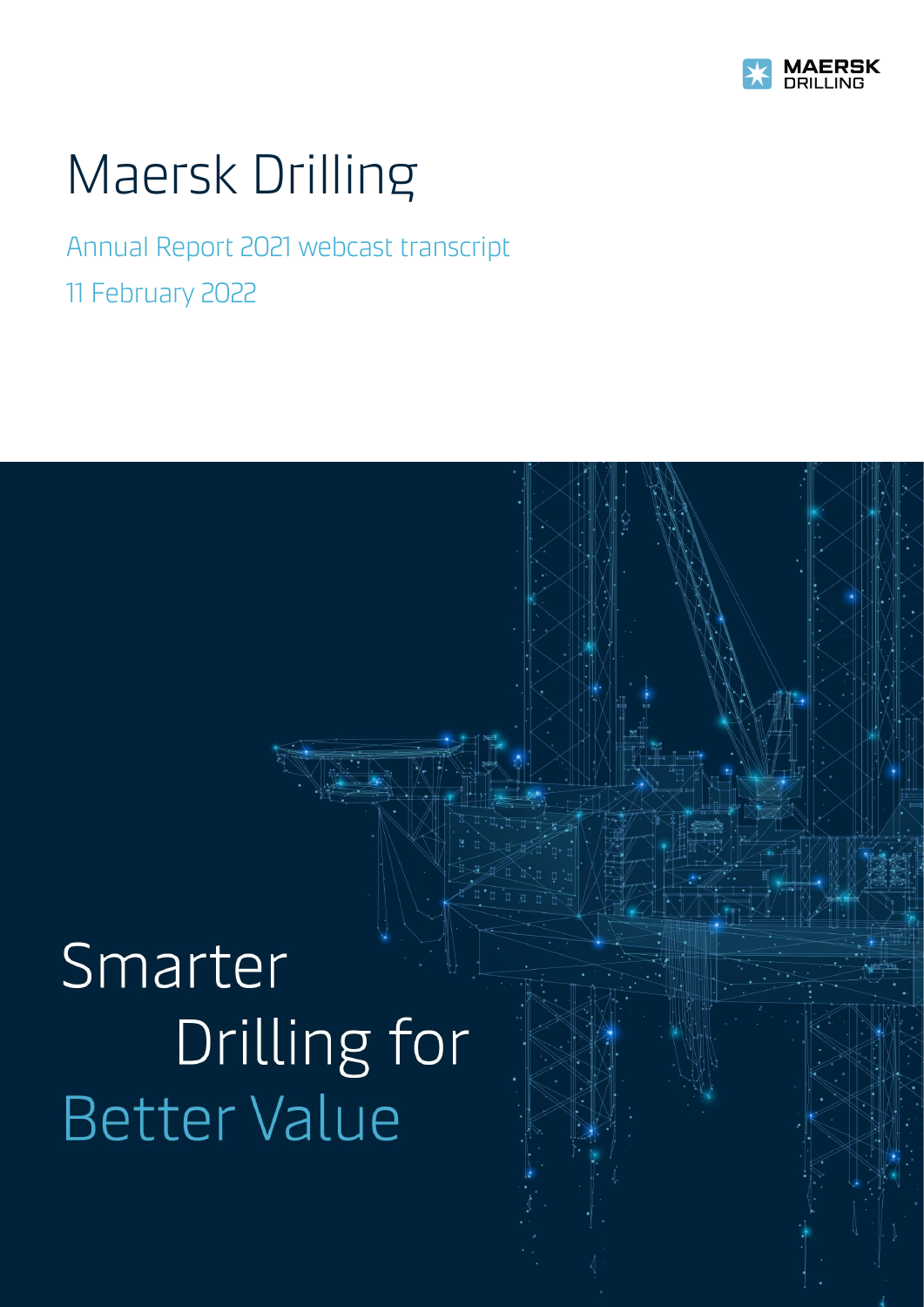MAERSK DRILLING

# Maersk Drilling

Annual Report 2021 webcast transcript

11 February 2022

Smarter Drilling for Better Value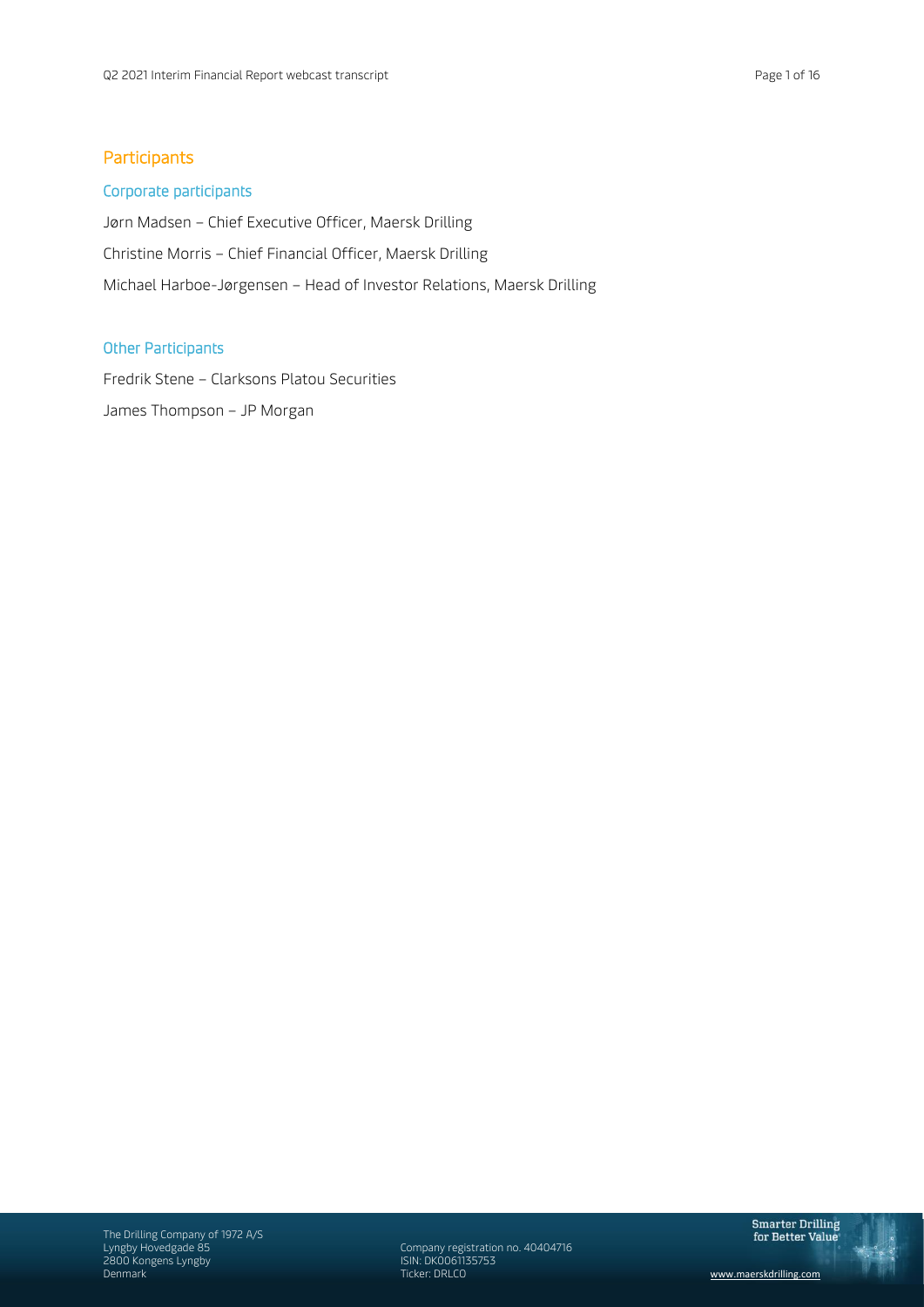## Participants

### Corporate participants

Jørn Madsen – Chief Executive Officer, Maersk Drilling

Christine Morris – Chief Financial Officer, Maersk Drilling

Michael Harboe-Jørgensen – Head of Investor Relations, Maersk Drilling

### Other Participants

Fredrik Stene – Clarksons Platou Securities

James Thompson – JP Morgan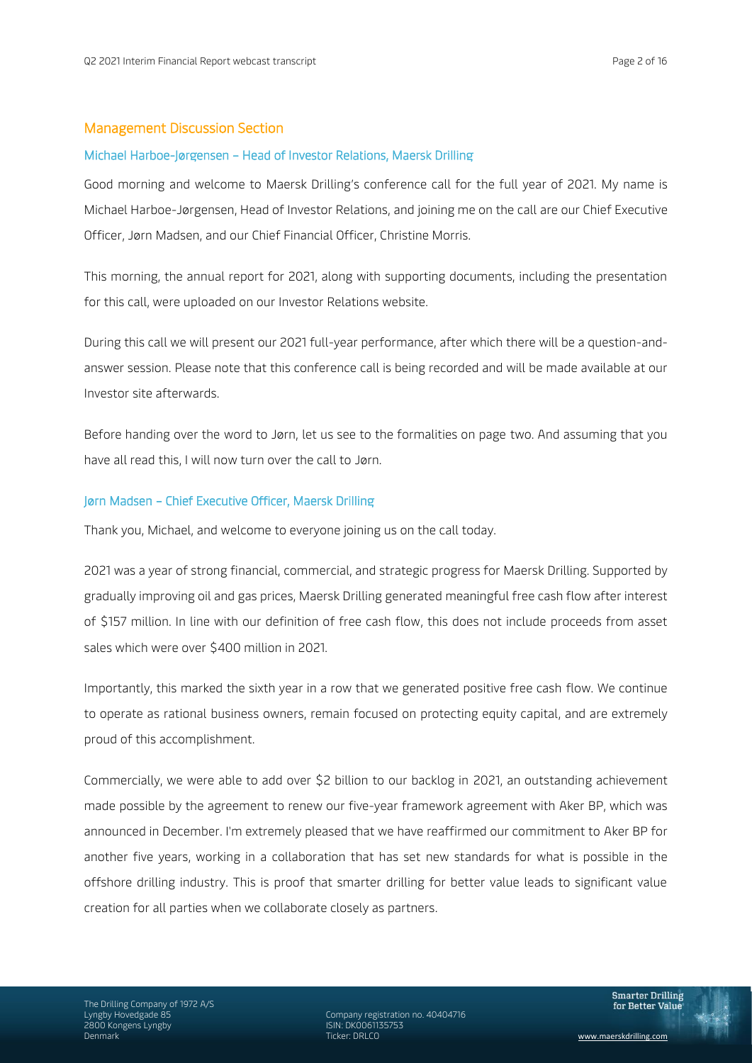## Management Discussion Section

### Michael Harboe-Jørgensen – Head of Investor Relations, Maersk Drilling

Good morning and welcome to Maersk Drilling's conference call for the full year of 2021. My name is Michael Harboe-Jørgensen, Head of Investor Relations, and joining me on the call are our Chief Executive Officer, Jørn Madsen, and our Chief Financial Officer, Christine Morris.

This morning, the annual report for 2021, along with supporting documents, including the presentation for this call, were uploaded on our Investor Relations website.

During this call we will present our 2021 full-year performance, after which there will be a question-and-answer session. Please note that this conference call is being recorded and will be made available at our Investor site afterwards.

Before handing over the word to Jørn, let us see to the formalities on page two. And assuming that you have all read this, I will now turn over the call to Jørn.

### Jørn Madsen – Chief Executive Officer, Maersk Drilling

Thank you, Michael, and welcome to everyone joining us on the call today.

2021 was a year of strong financial, commercial, and strategic progress for Maersk Drilling. Supported by gradually improving oil and gas prices, Maersk Drilling generated meaningful free cash flow after interest of $157 million. In line with our definition of free cash flow, this does not include proceeds from asset sales which were over $400 million in 2021.

Importantly, this marked the sixth year in a row that we generated positive free cash flow. We continue to operate as rational business owners, remain focused on protecting equity capital, and are extremely proud of this accomplishment.

Commercially, we were able to add over $2 billion to our backlog in 2021, an outstanding achievement made possible by the agreement to renew our five-year framework agreement with Aker BP, which was announced in December. I'm extremely pleased that we have reaffirmed our commitment to Aker BP for another five years, working in a collaboration that has set new standards for what is possible in the offshore drilling industry. This is proof that smarter drilling for better value leads to significant value creation for all parties when we collaborate closely as partners.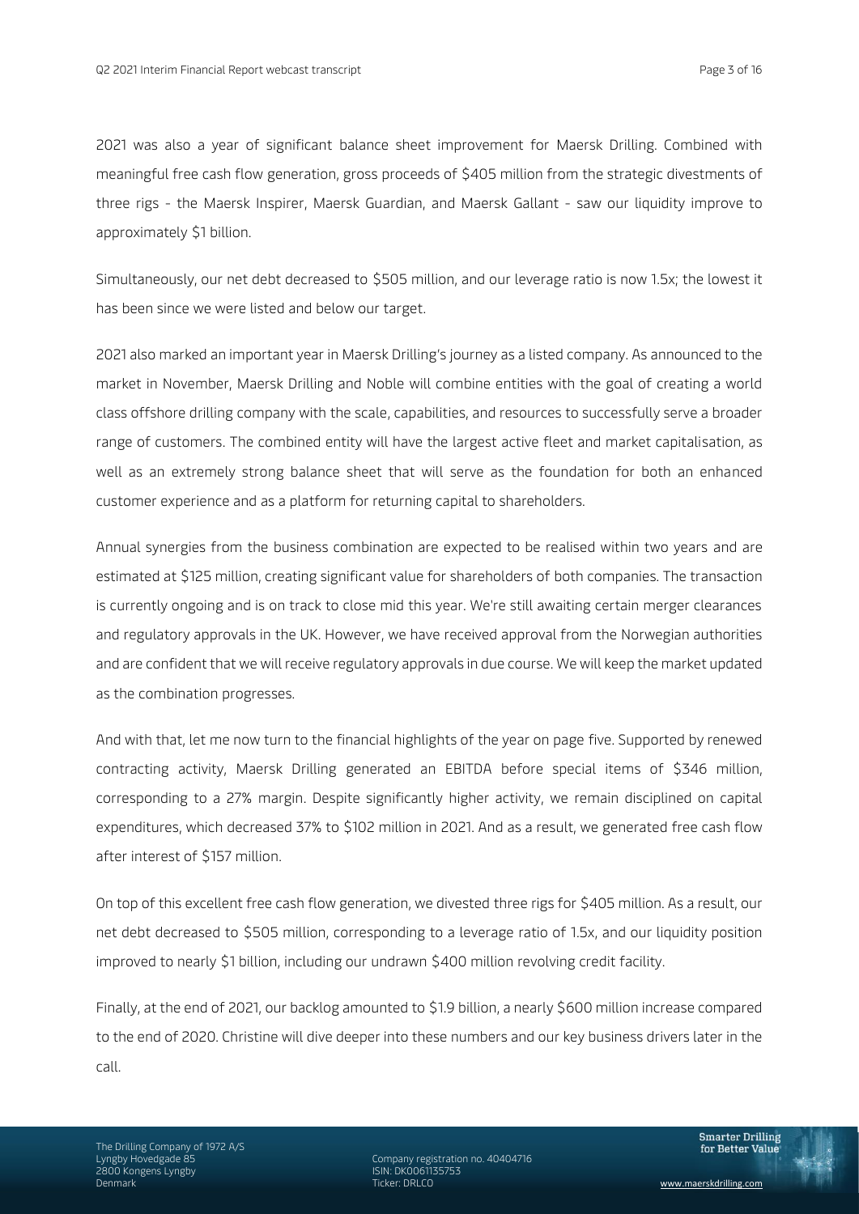2021 was also a year of significant balance sheet improvement for Maersk Drilling. Combined with meaningful free cash flow generation, gross proceeds of $405 million from the strategic divestments of three rigs - the Maersk Inspirer, Maersk Guardian, and Maersk Gallant - saw our liquidity improve to approximately $1 billion.

Simultaneously, our net debt decreased to $505 million, and our leverage ratio is now 1.5x; the lowest it has been since we were listed and below our target.

2021 also marked an important year in Maersk Drilling's journey as a listed company. As announced to the market in November, Maersk Drilling and Noble will combine entities with the goal of creating a world class offshore drilling company with the scale, capabilities, and resources to successfully serve a broader range of customers. The combined entity will have the largest active fleet and market capitalisation, as well as an extremely strong balance sheet that will serve as the foundation for both an enhanced customer experience and as a platform for returning capital to shareholders.

Annual synergies from the business combination are expected to be realised within two years and are estimated at $125 million, creating significant value for shareholders of both companies. The transaction is currently ongoing and is on track to close mid this year. We're still awaiting certain merger clearances and regulatory approvals in the UK. However, we have received approval from the Norwegian authorities and are confident that we will receive regulatory approvals in due course. We will keep the market updated as the combination progresses.

And with that, let me now turn to the financial highlights of the year on page five. Supported by renewed contracting activity, Maersk Drilling generated an EBITDA before special items of $346 million, corresponding to a 27% margin. Despite significantly higher activity, we remain disciplined on capital expenditures, which decreased 37% to $102 million in 2021. And as a result, we generated free cash flow after interest of $157 million.

On top of this excellent free cash flow generation, we divested three rigs for $405 million. As a result, our net debt decreased to $505 million, corresponding to a leverage ratio of 1.5x, and our liquidity position improved to nearly $1 billion, including our undrawn $400 million revolving credit facility.

Finally, at the end of 2021, our backlog amounted to $1.9 billion, a nearly $600 million increase compared to the end of 2020. Christine will dive deeper into these numbers and our key business drivers later in the call.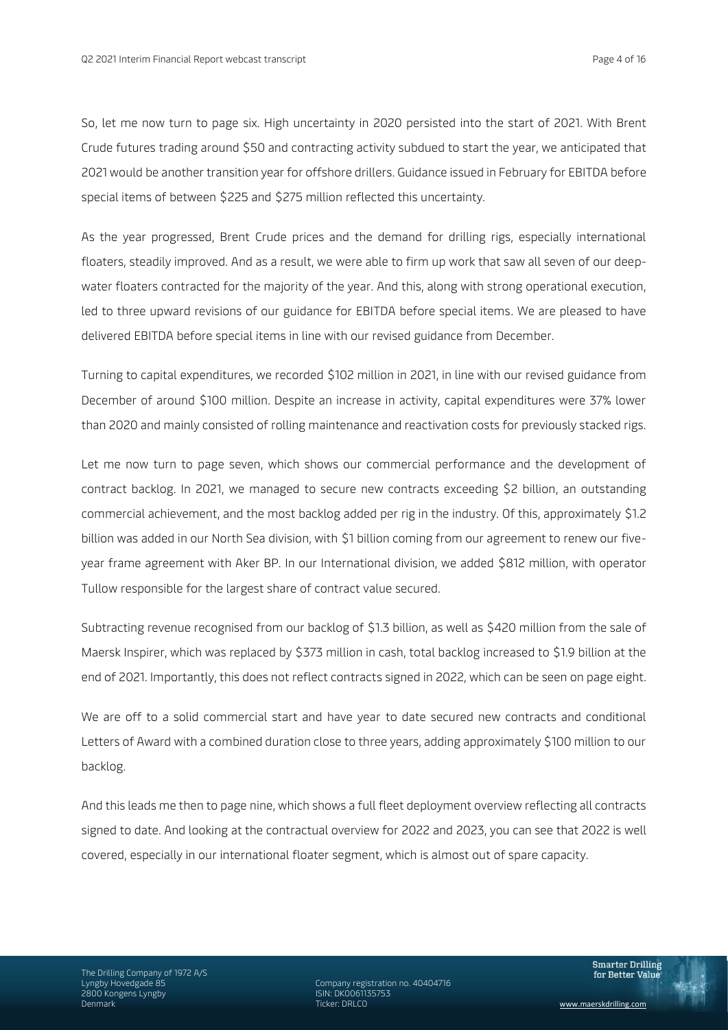So, let me now turn to page six. High uncertainty in 2020 persisted into the start of 2021. With Brent Crude futures trading around $50 and contracting activity subdued to start the year, we anticipated that 2021 would be another transition year for offshore drillers. Guidance issued in February for EBITDA before special items of between $225 and $275 million reflected this uncertainty.

As the year progressed, Brent Crude prices and the demand for drilling rigs, especially international floaters, steadily improved. And as a result, we were able to firm up work that saw all seven of our deep-water floaters contracted for the majority of the year. And this, along with strong operational execution, led to three upward revisions of our guidance for EBITDA before special items. We are pleased to have delivered EBITDA before special items in line with our revised guidance from December.

Turning to capital expenditures, we recorded $102 million in 2021, in line with our revised guidance from December of around $100 million. Despite an increase in activity, capital expenditures were 37% lower than 2020 and mainly consisted of rolling maintenance and reactivation costs for previously stacked rigs.

Let me now turn to page seven, which shows our commercial performance and the development of contract backlog. In 2021, we managed to secure new contracts exceeding $2 billion, an outstanding commercial achievement, and the most backlog added per rig in the industry. Of this, approximately $1.2 billion was added in our North Sea division, with $1 billion coming from our agreement to renew our five-year frame agreement with Aker BP. In our International division, we added $812 million, with operator Tullow responsible for the largest share of contract value secured.

Subtracting revenue recognised from our backlog of $1.3 billion, as well as $420 million from the sale of Maersk Inspirer, which was replaced by $373 million in cash, total backlog increased to $1.9 billion at the end of 2021. Importantly, this does not reflect contracts signed in 2022, which can be seen on page eight.

We are off to a solid commercial start and have year to date secured new contracts and conditional Letters of Award with a combined duration close to three years, adding approximately $100 million to our backlog.

And this leads me then to page nine, which shows a full fleet deployment overview reflecting all contracts signed to date. And looking at the contractual overview for 2022 and 2023, you can see that 2022 is well covered, especially in our international floater segment, which is almost out of spare capacity.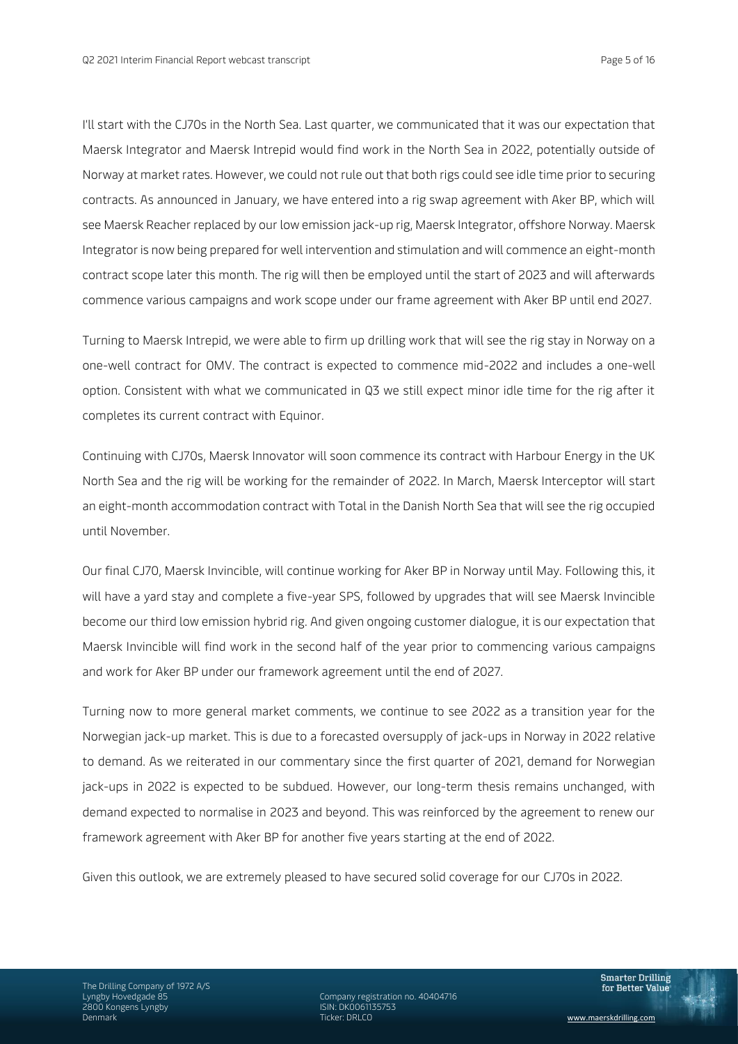I'll start with the CJ70s in the North Sea. Last quarter, we communicated that it was our expectation that Maersk Integrator and Maersk Intrepid would find work in the North Sea in 2022, potentially outside of Norway at market rates. However, we could not rule out that both rigs could see idle time prior to securing contracts. As announced in January, we have entered into a rig swap agreement with Aker BP, which will see Maersk Reacher replaced by our low emission jack-up rig, Maersk Integrator, offshore Norway. Maersk Integrator is now being prepared for well intervention and stimulation and will commence an eight-month contract scope later this month. The rig will then be employed until the start of 2023 and will afterwards commence various campaigns and work scope under our frame agreement with Aker BP until end 2027.

Turning to Maersk Intrepid, we were able to firm up drilling work that will see the rig stay in Norway on a one-well contract for OMV. The contract is expected to commence mid-2022 and includes a one-well option. Consistent with what we communicated in Q3 we still expect minor idle time for the rig after it completes its current contract with Equinor.

Continuing with CJ70s, Maersk Innovator will soon commence its contract with Harbour Energy in the UK North Sea and the rig will be working for the remainder of 2022. In March, Maersk Interceptor will start an eight-month accommodation contract with Total in the Danish North Sea that will see the rig occupied until November.

Our final CJ70, Maersk Invincible, will continue working for Aker BP in Norway until May. Following this, it will have a yard stay and complete a five-year SPS, followed by upgrades that will see Maersk Invincible become our third low emission hybrid rig. And given ongoing customer dialogue, it is our expectation that Maersk Invincible will find work in the second half of the year prior to commencing various campaigns and work for Aker BP under our framework agreement until the end of 2027.

Turning now to more general market comments, we continue to see 2022 as a transition year for the Norwegian jack-up market. This is due to a forecasted oversupply of jack-ups in Norway in 2022 relative to demand. As we reiterated in our commentary since the first quarter of 2021, demand for Norwegian jack-ups in 2022 is expected to be subdued. However, our long-term thesis remains unchanged, with demand expected to normalise in 2023 and beyond. This was reinforced by the agreement to renew our framework agreement with Aker BP for another five years starting at the end of 2022.

Given this outlook, we are extremely pleased to have secured solid coverage for our CJ70s in 2022.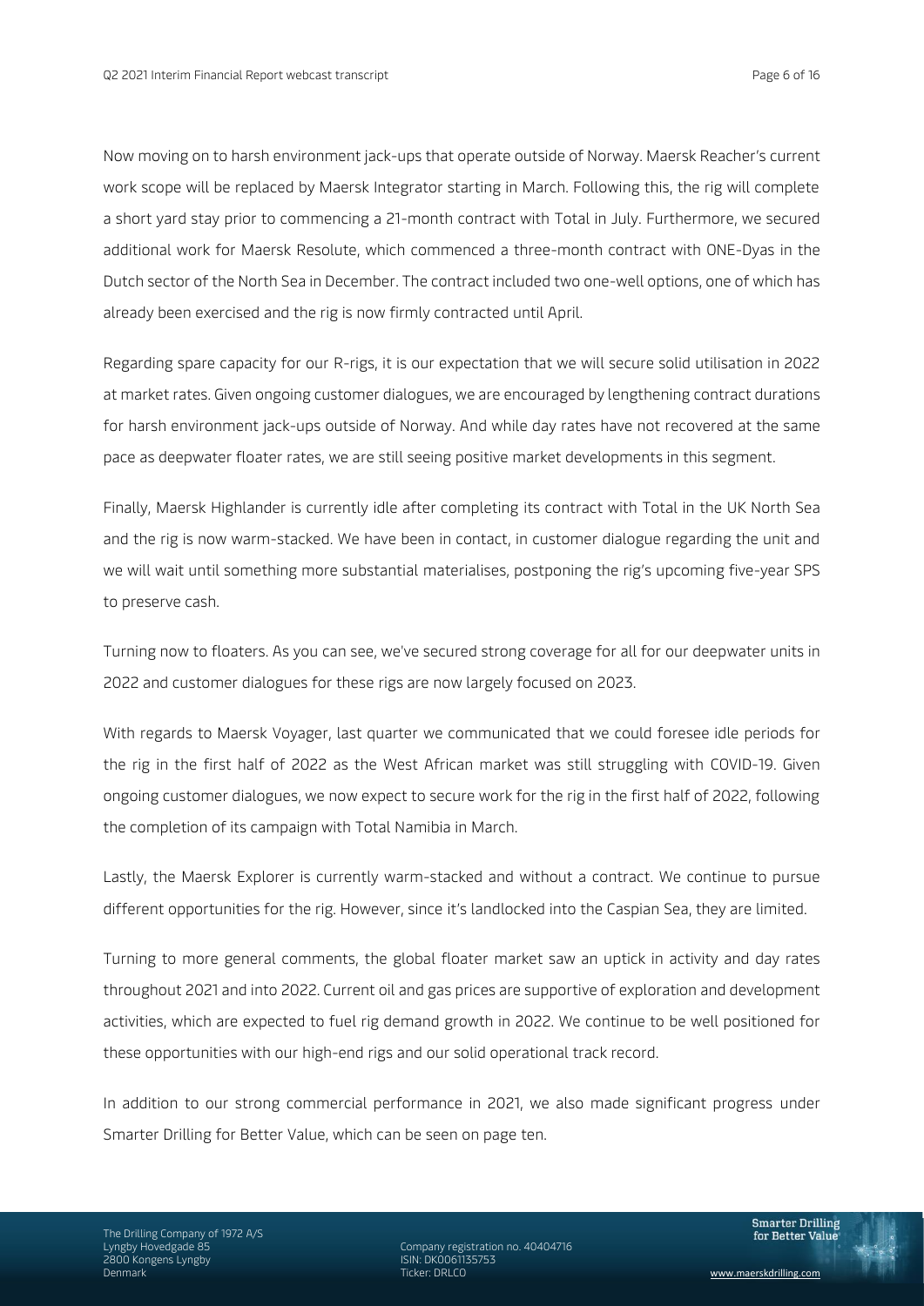Now moving on to harsh environment jack-ups that operate outside of Norway. Maersk Reacher's current work scope will be replaced by Maersk Integrator starting in March. Following this, the rig will complete a short yard stay prior to commencing a 21-month contract with Total in July. Furthermore, we secured additional work for Maersk Resolute, which commenced a three-month contract with ONE-Dyas in the Dutch sector of the North Sea in December. The contract included two one-well options, one of which has already been exercised and the rig is now firmly contracted until April.

Regarding spare capacity for our R-rigs, it is our expectation that we will secure solid utilisation in 2022 at market rates. Given ongoing customer dialogues, we are encouraged by lengthening contract durations for harsh environment jack-ups outside of Norway. And while day rates have not recovered at the same pace as deepwater floater rates, we are still seeing positive market developments in this segment.

Finally, Maersk Highlander is currently idle after completing its contract with Total in the UK North Sea and the rig is now warm-stacked. We have been in contact, in customer dialogue regarding the unit and we will wait until something more substantial materialises, postponing the rig's upcoming five-year SPS to preserve cash.

Turning now to floaters. As you can see, we've secured strong coverage for all for our deepwater units in 2022 and customer dialogues for these rigs are now largely focused on 2023.

With regards to Maersk Voyager, last quarter we communicated that we could foresee idle periods for the rig in the first half of 2022 as the West African market was still struggling with COVID-19. Given ongoing customer dialogues, we now expect to secure work for the rig in the first half of 2022, following the completion of its campaign with Total Namibia in March.

Lastly, the Maersk Explorer is currently warm-stacked and without a contract. We continue to pursue different opportunities for the rig. However, since it's landlocked into the Caspian Sea, they are limited.

Turning to more general comments, the global floater market saw an uptick in activity and day rates throughout 2021 and into 2022. Current oil and gas prices are supportive of exploration and development activities, which are expected to fuel rig demand growth in 2022. We continue to be well positioned for these opportunities with our high-end rigs and our solid operational track record.

In addition to our strong commercial performance in 2021, we also made significant progress under Smarter Drilling for Better Value, which can be seen on page ten.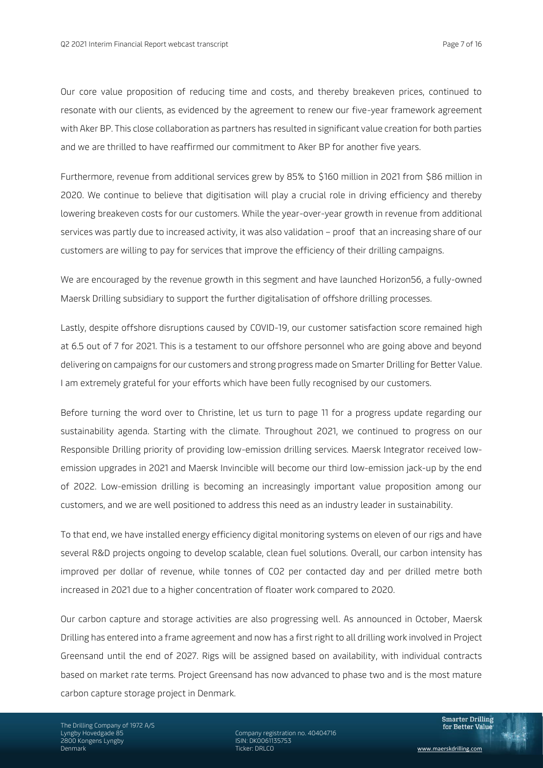Our core value proposition of reducing time and costs, and thereby breakeven prices, continued to resonate with our clients, as evidenced by the agreement to renew our five-year framework agreement with Aker BP. This close collaboration as partners has resulted in significant value creation for both parties and we are thrilled to have reaffirmed our commitment to Aker BP for another five years.

Furthermore, revenue from additional services grew by 85% to $160 million in 2021 from $86 million in 2020. We continue to believe that digitisation will play a crucial role in driving efficiency and thereby lowering breakeven costs for our customers. While the year-over-year growth in revenue from additional services was partly due to increased activity, it was also validation – proof that an increasing share of our customers are willing to pay for services that improve the efficiency of their drilling campaigns.

We are encouraged by the revenue growth in this segment and have launched Horizon56, a fully-owned Maersk Drilling subsidiary to support the further digitalisation of offshore drilling processes.

Lastly, despite offshore disruptions caused by COVID-19, our customer satisfaction score remained high at 6.5 out of 7 for 2021. This is a testament to our offshore personnel who are going above and beyond delivering on campaigns for our customers and strong progress made on Smarter Drilling for Better Value. I am extremely grateful for your efforts which have been fully recognised by our customers.

Before turning the word over to Christine, let us turn to page 11 for a progress update regarding our sustainability agenda. Starting with the climate. Throughout 2021, we continued to progress on our Responsible Drilling priority of providing low-emission drilling services. Maersk Integrator received low-emission upgrades in 2021 and Maersk Invincible will become our third low-emission jack-up by the end of 2022. Low-emission drilling is becoming an increasingly important value proposition among our customers, and we are well positioned to address this need as an industry leader in sustainability.

To that end, we have installed energy efficiency digital monitoring systems on eleven of our rigs and have several R&D projects ongoing to develop scalable, clean fuel solutions. Overall, our carbon intensity has improved per dollar of revenue, while tonnes of $CO_2$ per contacted day and per drilled metre both increased in 2021 due to a higher concentration of floater work compared to 2020.

Our carbon capture and storage activities are also progressing well. As announced in October, Maersk Drilling has entered into a frame agreement and now has a first right to all drilling work involved in Project Greensand until the end of 2027. Rigs will be assigned based on availability, with individual contracts based on market rate terms. Project Greensand has now advanced to phase two and is the most mature carbon capture storage project in Denmark.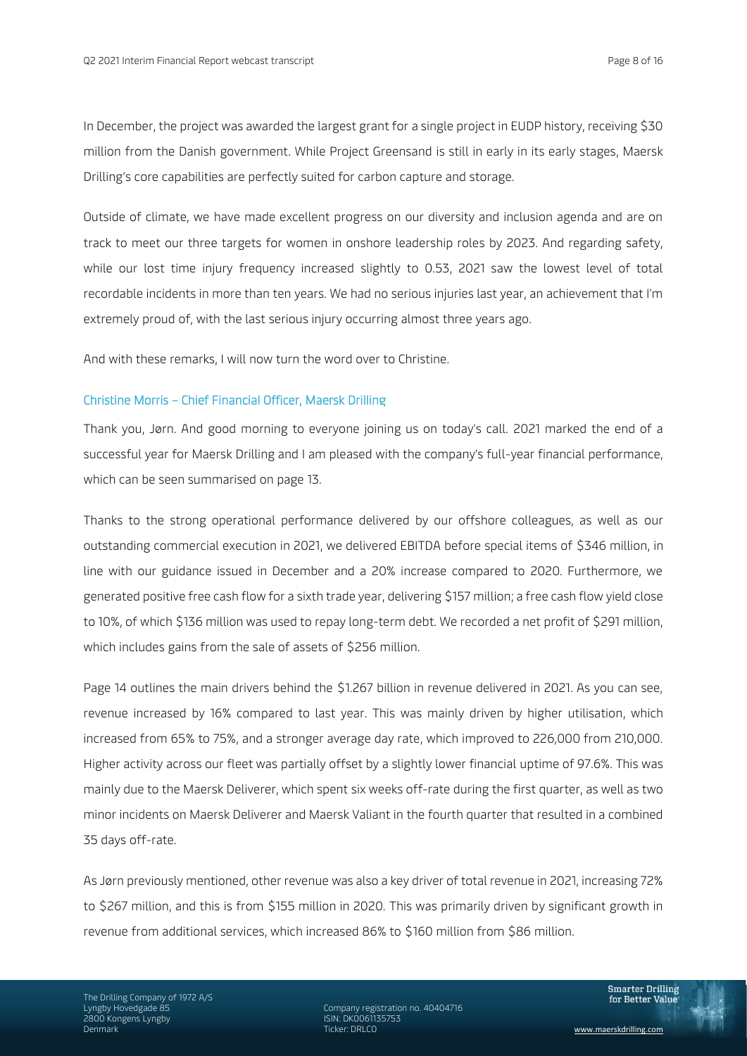In December, the project was awarded the largest grant for a single project in EUDP history, receiving $30 million from the Danish government. While Project Greensand is still in early in its early stages, Maersk Drilling's core capabilities are perfectly suited for carbon capture and storage.

Outside of climate, we have made excellent progress on our diversity and inclusion agenda and are on track to meet our three targets for women in onshore leadership roles by 2023. And regarding safety, while our lost time injury frequency increased slightly to 0.53, 2021 saw the lowest level of total recordable incidents in more than ten years. We had no serious injuries last year, an achievement that I'm extremely proud of, with the last serious injury occurring almost three years ago.

And with these remarks, I will now turn the word over to Christine.

### Christine Morris – Chief Financial Officer, Maersk Drilling

Thank you, Jørn. And good morning to everyone joining us on today's call. 2021 marked the end of a successful year for Maersk Drilling and I am pleased with the company's full-year financial performance, which can be seen summarised on page 13.

Thanks to the strong operational performance delivered by our offshore colleagues, as well as our outstanding commercial execution in 2021, we delivered EBITDA before special items of $346 million, in line with our guidance issued in December and a 20% increase compared to 2020. Furthermore, we generated positive free cash flow for a sixth trade year, delivering $157 million; a free cash flow yield close to 10%, of which $136 million was used to repay long-term debt. We recorded a net profit of $291 million, which includes gains from the sale of assets of $256 million.

Page 14 outlines the main drivers behind the $1.267 billion in revenue delivered in 2021. As you can see, revenue increased by 16% compared to last year. This was mainly driven by higher utilisation, which increased from 65% to 75%, and a stronger average day rate, which improved to 226,000 from 210,000. Higher activity across our fleet was partially offset by a slightly lower financial uptime of 97.6%. This was mainly due to the Maersk Deliverer, which spent six weeks off-rate during the first quarter, as well as two minor incidents on Maersk Deliverer and Maersk Valiant in the fourth quarter that resulted in a combined 35 days off-rate.

As Jørn previously mentioned, other revenue was also a key driver of total revenue in 2021, increasing 72% to $267 million, and this is from $155 million in 2020. This was primarily driven by significant growth in revenue from additional services, which increased 86% to $160 million from $86 million.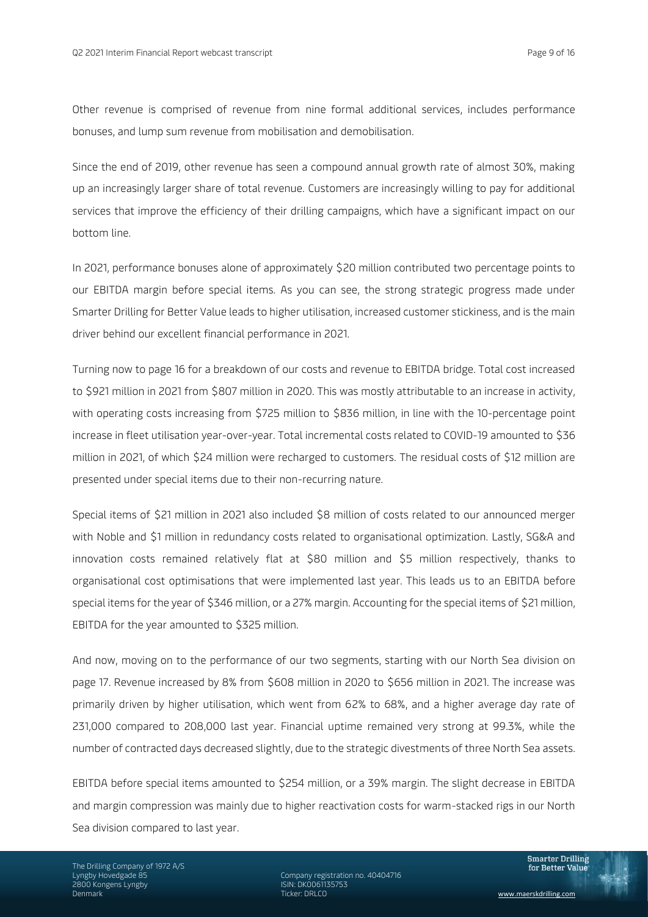Other revenue is comprised of revenue from nine formal additional services, includes performance bonuses, and lump sum revenue from mobilisation and demobilisation.

Since the end of 2019, other revenue has seen a compound annual growth rate of almost 30%, making up an increasingly larger share of total revenue. Customers are increasingly willing to pay for additional services that improve the efficiency of their drilling campaigns, which have a significant impact on our bottom line.

In 2021, performance bonuses alone of approximately $20 million contributed two percentage points to our EBITDA margin before special items. As you can see, the strong strategic progress made under Smarter Drilling for Better Value leads to higher utilisation, increased customer stickiness, and is the main driver behind our excellent financial performance in 2021.

Turning now to page 16 for a breakdown of our costs and revenue to EBITDA bridge. Total cost increased to $921 million in 2021 from $807 million in 2020. This was mostly attributable to an increase in activity, with operating costs increasing from $725 million to $836 million, in line with the 10-percentage point increase in fleet utilisation year-over-year. Total incremental costs related to COVID-19 amounted to $36 million in 2021, of which $24 million were recharged to customers. The residual costs of $12 million are presented under special items due to their non-recurring nature.

Special items of $21 million in 2021 also included $8 million of costs related to our announced merger with Noble and $1 million in redundancy costs related to organisational optimization. Lastly, SG&A and innovation costs remained relatively flat at $80 million and $5 million respectively, thanks to organisational cost optimisations that were implemented last year. This leads us to an EBITDA before special items for the year of $346 million, or a 27% margin. Accounting for the special items of $21 million, EBITDA for the year amounted to $325 million.

And now, moving on to the performance of our two segments, starting with our North Sea division on page 17. Revenue increased by 8% from $608 million in 2020 to $656 million in 2021. The increase was primarily driven by higher utilisation, which went from 62% to 68%, and a higher average day rate of 231,000 compared to 208,000 last year. Financial uptime remained very strong at 99.3%, while the number of contracted days decreased slightly, due to the strategic divestments of three North Sea assets.

EBITDA before special items amounted to $254 million, or a 39% margin. The slight decrease in EBITDA and margin compression was mainly due to higher reactivation costs for warm-stacked rigs in our North Sea division compared to last year.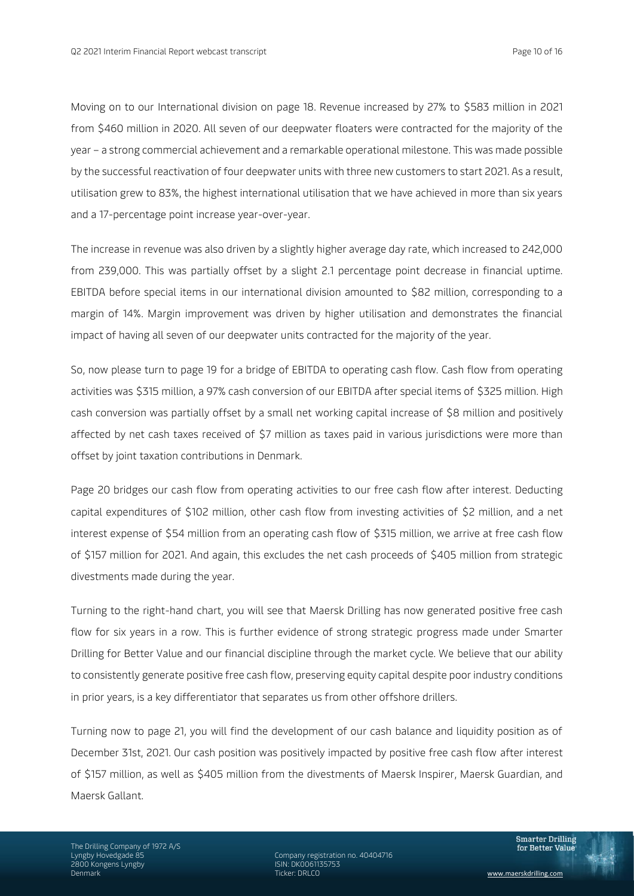Moving on to our International division on page 18. Revenue increased by 27% to $583 million in 2021 from $460 million in 2020. All seven of our deepwater floaters were contracted for the majority of the year – a strong commercial achievement and a remarkable operational milestone. This was made possible by the successful reactivation of four deepwater units with three new customers to start 2021. As a result, utilisation grew to 83%, the highest international utilisation that we have achieved in more than six years and a 17-percentage point increase year-over-year.

The increase in revenue was also driven by a slightly higher average day rate, which increased to 242,000 from 239,000. This was partially offset by a slight 2.1 percentage point decrease in financial uptime. EBITDA before special items in our international division amounted to $82 million, corresponding to a margin of 14%. Margin improvement was driven by higher utilisation and demonstrates the financial impact of having all seven of our deepwater units contracted for the majority of the year.

So, now please turn to page 19 for a bridge of EBITDA to operating cash flow. Cash flow from operating activities was $315 million, a 97% cash conversion of our EBITDA after special items of $325 million. High cash conversion was partially offset by a small net working capital increase of $8 million and positively affected by net cash taxes received of $7 million as taxes paid in various jurisdictions were more than offset by joint taxation contributions in Denmark.

Page 20 bridges our cash flow from operating activities to our free cash flow after interest. Deducting capital expenditures of $102 million, other cash flow from investing activities of $2 million, and a net interest expense of $54 million from an operating cash flow of $315 million, we arrive at free cash flow of $157 million for 2021. And again, this excludes the net cash proceeds of $405 million from strategic divestments made during the year.

Turning to the right-hand chart, you will see that Maersk Drilling has now generated positive free cash flow for six years in a row. This is further evidence of strong strategic progress made under Smarter Drilling for Better Value and our financial discipline through the market cycle. We believe that our ability to consistently generate positive free cash flow, preserving equity capital despite poor industry conditions in prior years, is a key differentiator that separates us from other offshore drillers.

Turning now to page 21, you will find the development of our cash balance and liquidity position as of December 31st, 2021. Our cash position was positively impacted by positive free cash flow after interest of $157 million, as well as $405 million from the divestments of Maersk Inspirer, Maersk Guardian, and Maersk Gallant.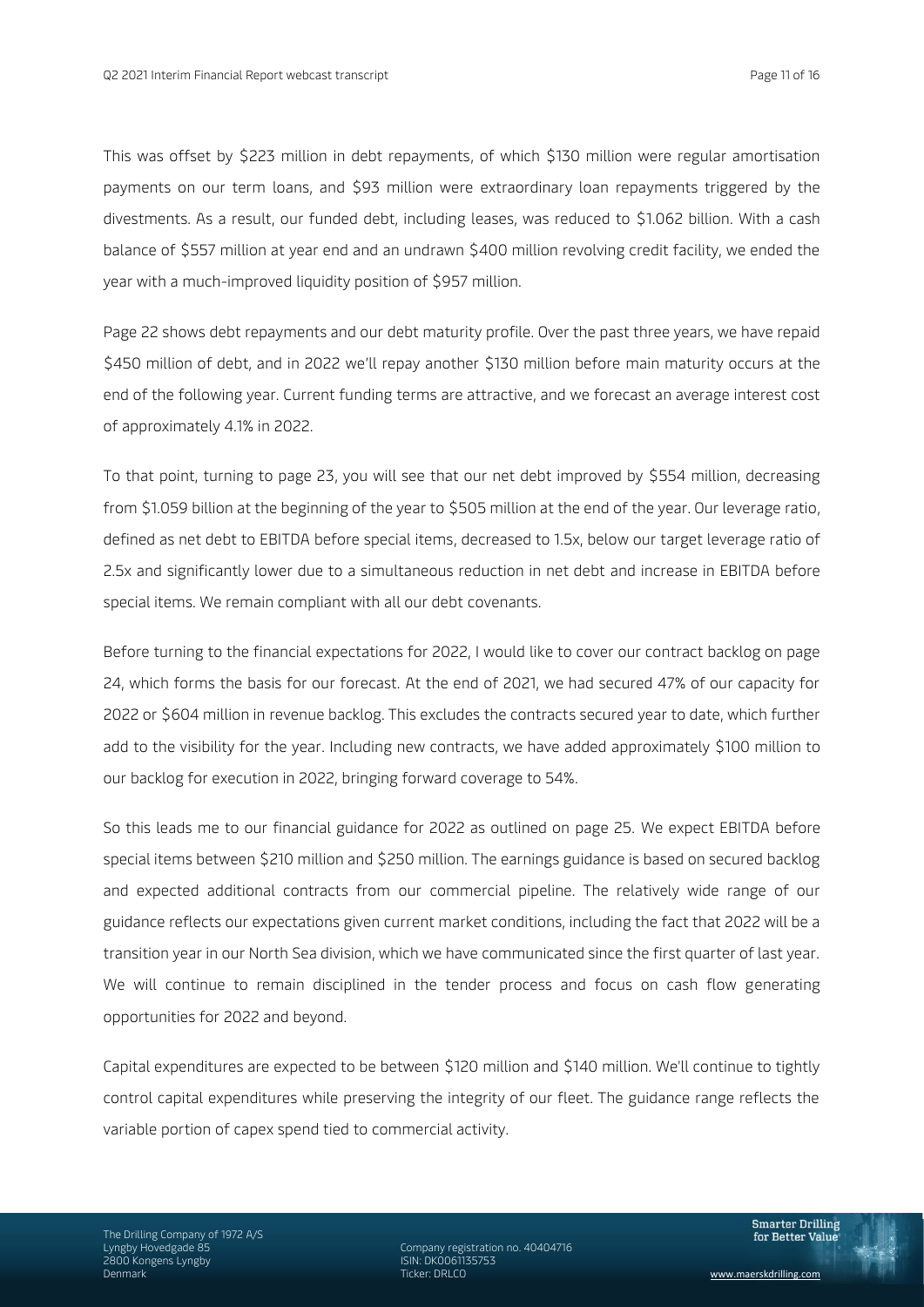This was offset by $223 million in debt repayments, of which $130 million were regular amortisation payments on our term loans, and $93 million were extraordinary loan repayments triggered by the divestments. As a result, our funded debt, including leases, was reduced to $1.062 billion. With a cash balance of $557 million at year end and an undrawn $400 million revolving credit facility, we ended the year with a much-improved liquidity position of $957 million.

Page 22 shows debt repayments and our debt maturity profile. Over the past three years, we have repaid $450 million of debt, and in 2022 we'll repay another $130 million before main maturity occurs at the end of the following year. Current funding terms are attractive, and we forecast an average interest cost of approximately 4.1% in 2022.

To that point, turning to page 23, you will see that our net debt improved by $554 million, decreasing from $1.059 billion at the beginning of the year to $505 million at the end of the year. Our leverage ratio, defined as net debt to EBITDA before special items, decreased to 1.5x, below our target leverage ratio of 2.5x and significantly lower due to a simultaneous reduction in net debt and increase in EBITDA before special items. We remain compliant with all our debt covenants.

Before turning to the financial expectations for 2022, I would like to cover our contract backlog on page 24, which forms the basis for our forecast. At the end of 2021, we had secured 47% of our capacity for 2022 or $604 million in revenue backlog. This excludes the contracts secured year to date, which further add to the visibility for the year. Including new contracts, we have added approximately $100 million to our backlog for execution in 2022, bringing forward coverage to 54%.

So this leads me to our financial guidance for 2022 as outlined on page 25. We expect EBITDA before special items between $210 million and $250 million. The earnings guidance is based on secured backlog and expected additional contracts from our commercial pipeline. The relatively wide range of our guidance reflects our expectations given current market conditions, including the fact that 2022 will be a transition year in our North Sea division, which we have communicated since the first quarter of last year. We will continue to remain disciplined in the tender process and focus on cash flow generating opportunities for 2022 and beyond.

Capital expenditures are expected to be between $120 million and $140 million. We'll continue to tightly control capital expenditures while preserving the integrity of our fleet. The guidance range reflects the variable portion of capex spend tied to commercial activity.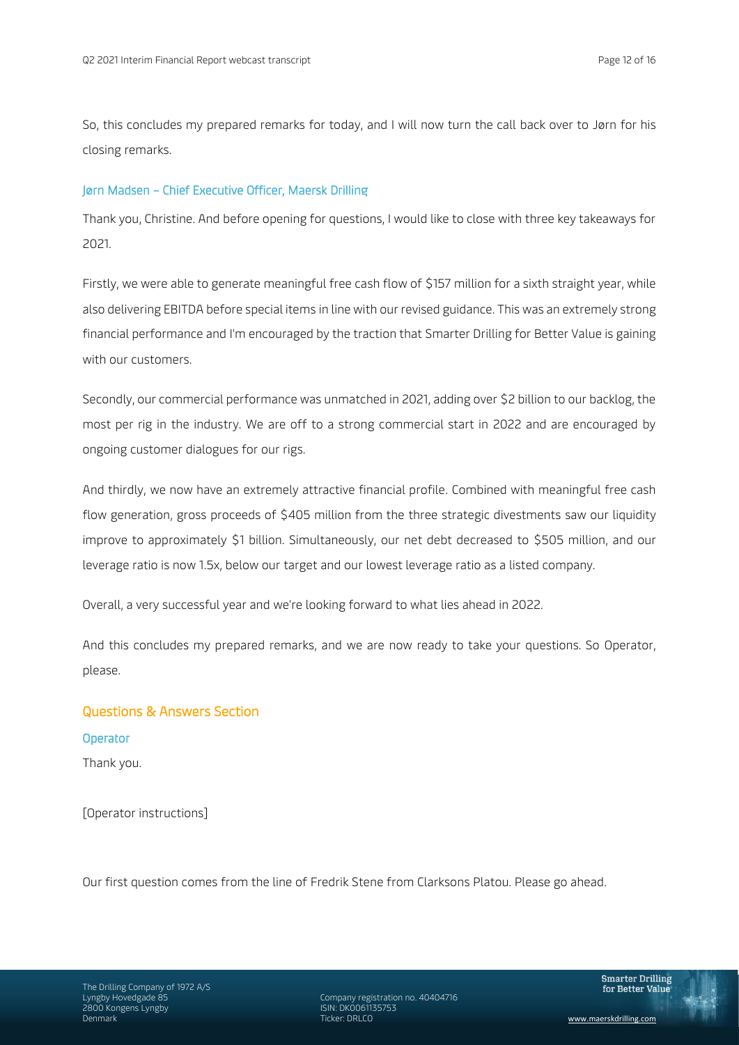So, this concludes my prepared remarks for today, and I will now turn the call back over to Jørn for his closing remarks.

### Jørn Madsen – Chief Executive Officer, Maersk Drilling

Thank you, Christine. And before opening for questions, I would like to close with three key takeaways for 2021.

Firstly, we were able to generate meaningful free cash flow of $157 million for a sixth straight year, while also delivering EBITDA before special items in line with our revised guidance. This was an extremely strong financial performance and I'm encouraged by the traction that Smarter Drilling for Better Value is gaining with our customers.

Secondly, our commercial performance was unmatched in 2021, adding over $2 billion to our backlog, the most per rig in the industry. We are off to a strong commercial start in 2022 and are encouraged by ongoing customer dialogues for our rigs.

And thirdly, we now have an extremely attractive financial profile. Combined with meaningful free cash flow generation, gross proceeds of $405 million from the three strategic divestments saw our liquidity improve to approximately $1 billion. Simultaneously, our net debt decreased to $505 million, and our leverage ratio is now 1.5x, below our target and our lowest leverage ratio as a listed company.

Overall, a very successful year and we're looking forward to what lies ahead in 2022.

And this concludes my prepared remarks, and we are now ready to take your questions. So Operator, please.

## Questions & Answers Section

### Operator

Thank you.

[Operator instructions]

Our first question comes from the line of Fredrik Stene from Clarksons Platou. Please go ahead.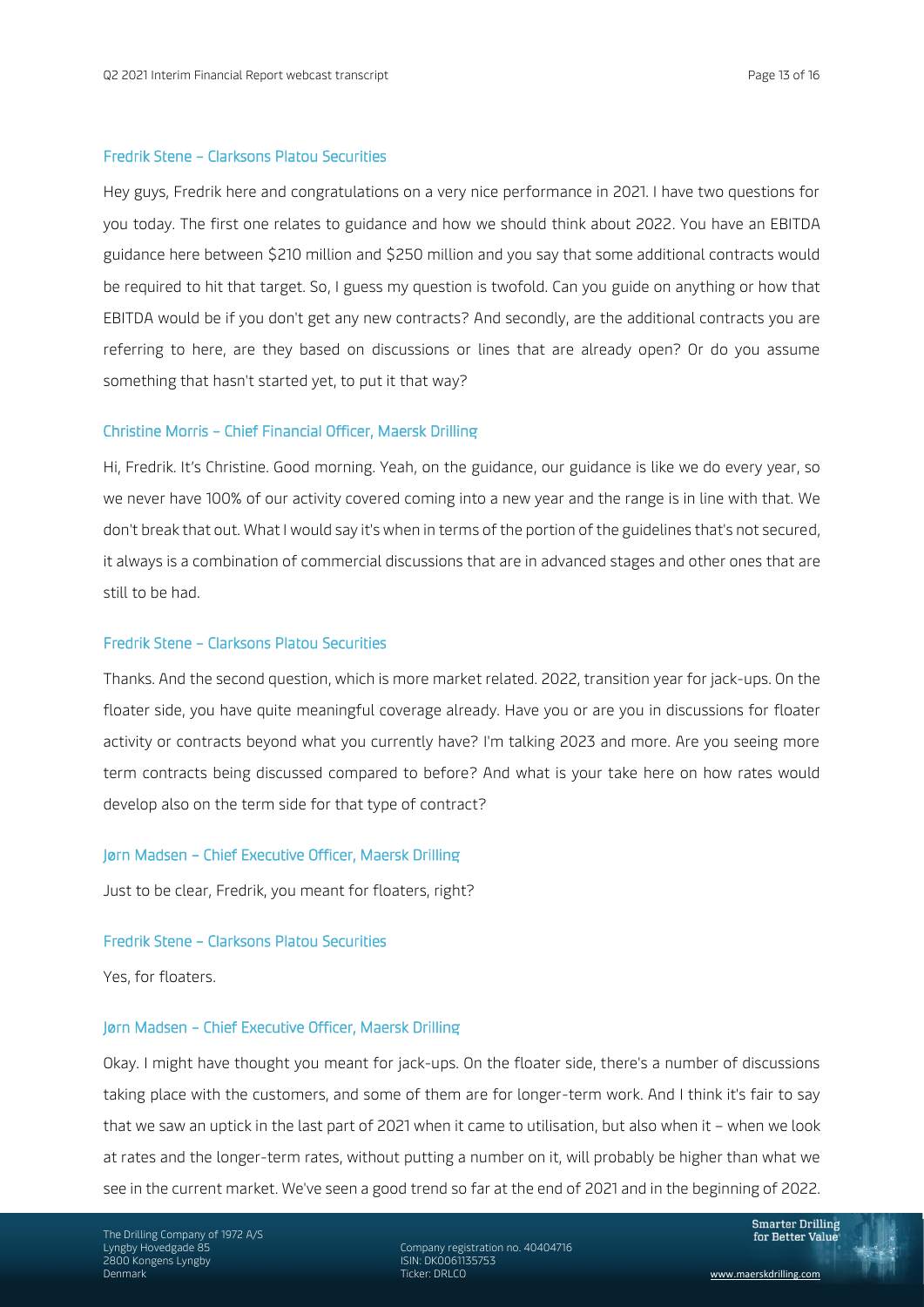Fredrik Stene – Clarksons Platou Securities

Hey guys, Fredrik here and congratulations on a very nice performance in 2021. I have two questions for you today. The first one relates to guidance and how we should think about 2022. You have an EBITDA guidance here between $210 million and $250 million and you say that some additional contracts would be required to hit that target. So, I guess my question is twofold. Can you guide on anything or how that EBITDA would be if you don't get any new contracts? And secondly, are the additional contracts you are referring to here, are they based on discussions or lines that are already open? Or do you assume something that hasn't started yet, to put it that way?

Christine Morris – Chief Financial Officer, Maersk Drilling

Hi, Fredrik. It's Christine. Good morning. Yeah, on the guidance, our guidance is like we do every year, so we never have 100% of our activity covered coming into a new year and the range is in line with that. We don't break that out. What I would say it's when in terms of the portion of the guidelines that's not secured, it always is a combination of commercial discussions that are in advanced stages and other ones that are still to be had.

Fredrik Stene – Clarksons Platou Securities

Thanks. And the second question, which is more market related. 2022, transition year for jack-ups. On the floater side, you have quite meaningful coverage already. Have you or are you in discussions for floater activity or contracts beyond what you currently have? I'm talking 2023 and more. Are you seeing more term contracts being discussed compared to before? And what is your take here on how rates would develop also on the term side for that type of contract?

Jørn Madsen – Chief Executive Officer, Maersk Drilling

Just to be clear, Fredrik, you meant for floaters, right?

Fredrik Stene – Clarksons Platou Securities

Yes, for floaters.

Jørn Madsen – Chief Executive Officer, Maersk Drilling

Okay. I might have thought you meant for jack-ups. On the floater side, there's a number of discussions taking place with the customers, and some of them are for longer-term work. And I think it's fair to say that we saw an uptick in the last part of 2021 when it came to utilisation, but also when it – when we look at rates and the longer-term rates, without putting a number on it, will probably be higher than what we see in the current market. We've seen a good trend so far at the end of 2021 and in the beginning of 2022.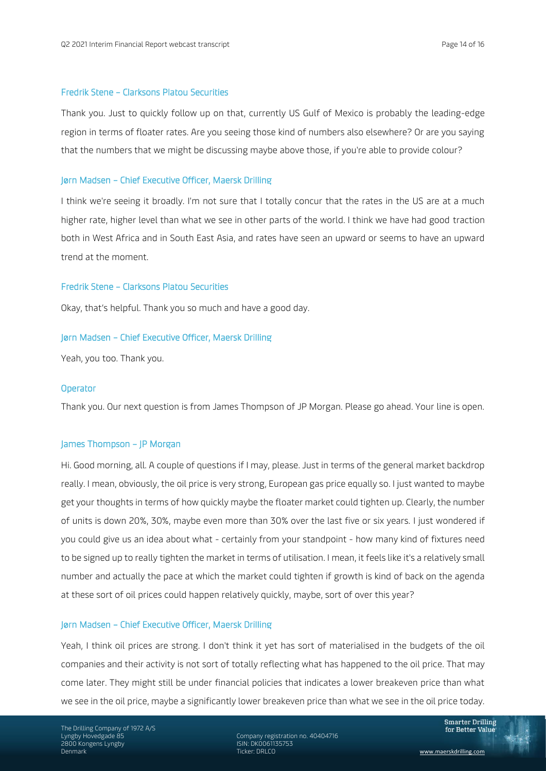### Fredrik Stene – Clarksons Platou Securities

Thank you. Just to quickly follow up on that, currently US Gulf of Mexico is probably the leading-edge region in terms of floater rates. Are you seeing those kind of numbers also elsewhere? Or are you saying that the numbers that we might be discussing maybe above those, if you're able to provide colour?

### Jørn Madsen – Chief Executive Officer, Maersk Drilling

I think we're seeing it broadly. I'm not sure that I totally concur that the rates in the US are at a much higher rate, higher level than what we see in other parts of the world. I think we have had good traction both in West Africa and in South East Asia, and rates have seen an upward or seems to have an upward trend at the moment.

### Fredrik Stene – Clarksons Platou Securities

Okay, that's helpful. Thank you so much and have a good day.

### Jørn Madsen – Chief Executive Officer, Maersk Drilling

Yeah, you too. Thank you.

### Operator

Thank you. Our next question is from James Thompson of JP Morgan. Please go ahead. Your line is open.

### James Thompson – JP Morgan

Hi. Good morning, all. A couple of questions if I may, please. Just in terms of the general market backdrop really. I mean, obviously, the oil price is very strong, European gas price equally so. I just wanted to maybe get your thoughts in terms of how quickly maybe the floater market could tighten up. Clearly, the number of units is down 20%, 30%, maybe even more than 30% over the last five or six years. I just wondered if you could give us an idea about what - certainly from your standpoint - how many kind of fixtures need to be signed up to really tighten the market in terms of utilisation. I mean, it feels like it's a relatively small number and actually the pace at which the market could tighten if growth is kind of back on the agenda at these sort of oil prices could happen relatively quickly, maybe, sort of over this year?

### Jørn Madsen – Chief Executive Officer, Maersk Drilling

Yeah, I think oil prices are strong. I don't think it yet has sort of materialised in the budgets of the oil companies and their activity is not sort of totally reflecting what has happened to the oil price. That may come later. They might still be under financial policies that indicates a lower breakeven price than what we see in the oil price, maybe a significantly lower breakeven price than what we see in the oil price today.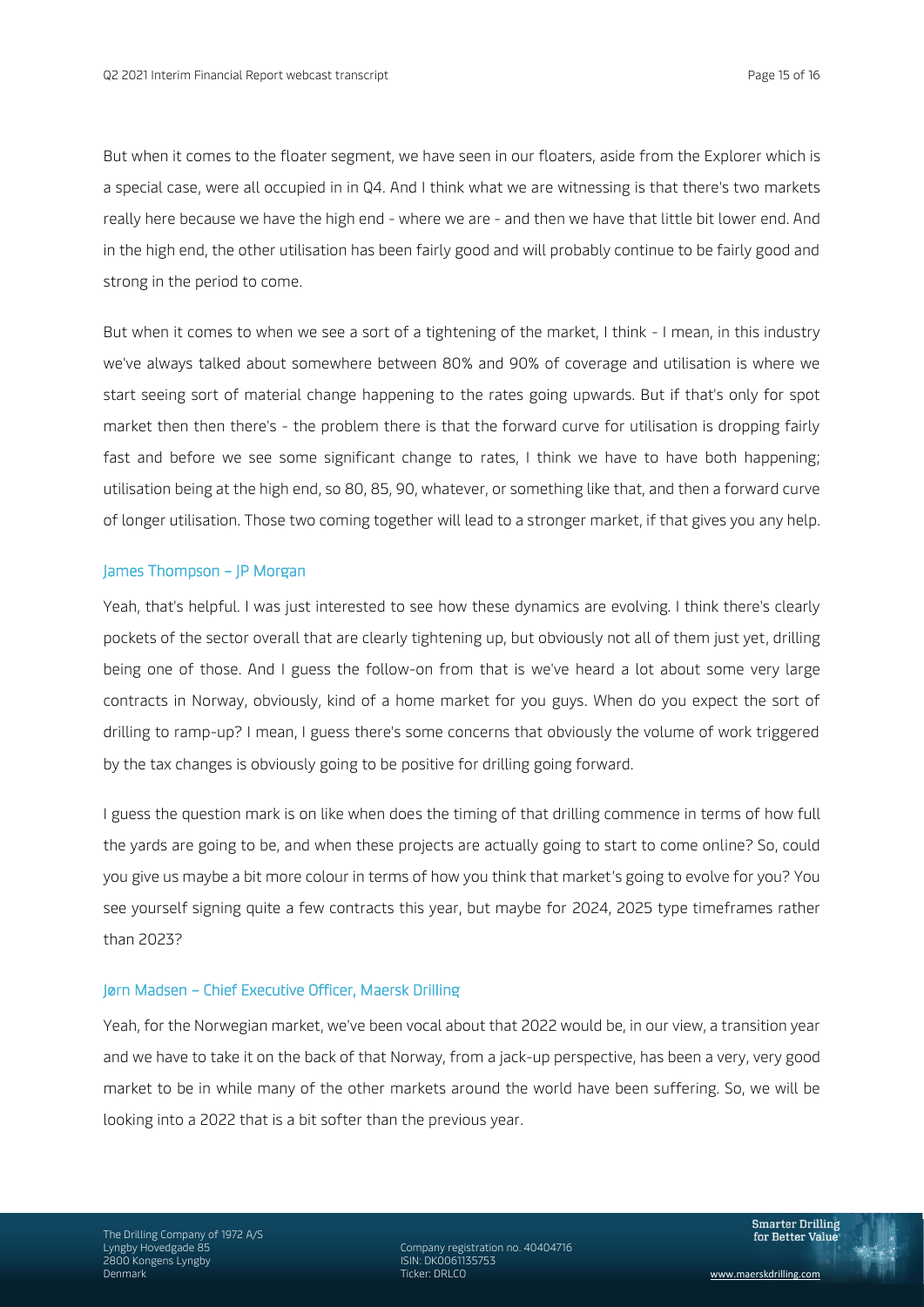But when it comes to the floater segment, we have seen in our floaters, aside from the Explorer which is a special case, were all occupied in in Q4. And I think what we are witnessing is that there's two markets really here because we have the high end - where we are - and then we have that little bit lower end. And in the high end, the other utilisation has been fairly good and will probably continue to be fairly good and strong in the period to come.

But when it comes to when we see a sort of a tightening of the market, I think - I mean, in this industry we've always talked about somewhere between 80% and 90% of coverage and utilisation is where we start seeing sort of material change happening to the rates going upwards. But if that's only for spot market then then there's - the problem there is that the forward curve for utilisation is dropping fairly fast and before we see some significant change to rates, I think we have to have both happening; utilisation being at the high end, so 80, 85, 90, whatever, or something like that, and then a forward curve of longer utilisation. Those two coming together will lead to a stronger market, if that gives you any help.

### James Thompson – JP Morgan

Yeah, that's helpful. I was just interested to see how these dynamics are evolving. I think there's clearly pockets of the sector overall that are clearly tightening up, but obviously not all of them just yet, drilling being one of those. And I guess the follow-on from that is we've heard a lot about some very large contracts in Norway, obviously, kind of a home market for you guys. When do you expect the sort of drilling to ramp-up? I mean, I guess there's some concerns that obviously the volume of work triggered by the tax changes is obviously going to be positive for drilling going forward.

I guess the question mark is on like when does the timing of that drilling commence in terms of how full the yards are going to be, and when these projects are actually going to start to come online? So, could you give us maybe a bit more colour in terms of how you think that market's going to evolve for you? You see yourself signing quite a few contracts this year, but maybe for 2024, 2025 type timeframes rather than 2023?

### Jørn Madsen – Chief Executive Officer, Maersk Drilling

Yeah, for the Norwegian market, we've been vocal about that 2022 would be, in our view, a transition year and we have to take it on the back of that Norway, from a jack-up perspective, has been a very, very good market to be in while many of the other markets around the world have been suffering. So, we will be looking into a 2022 that is a bit softer than the previous year.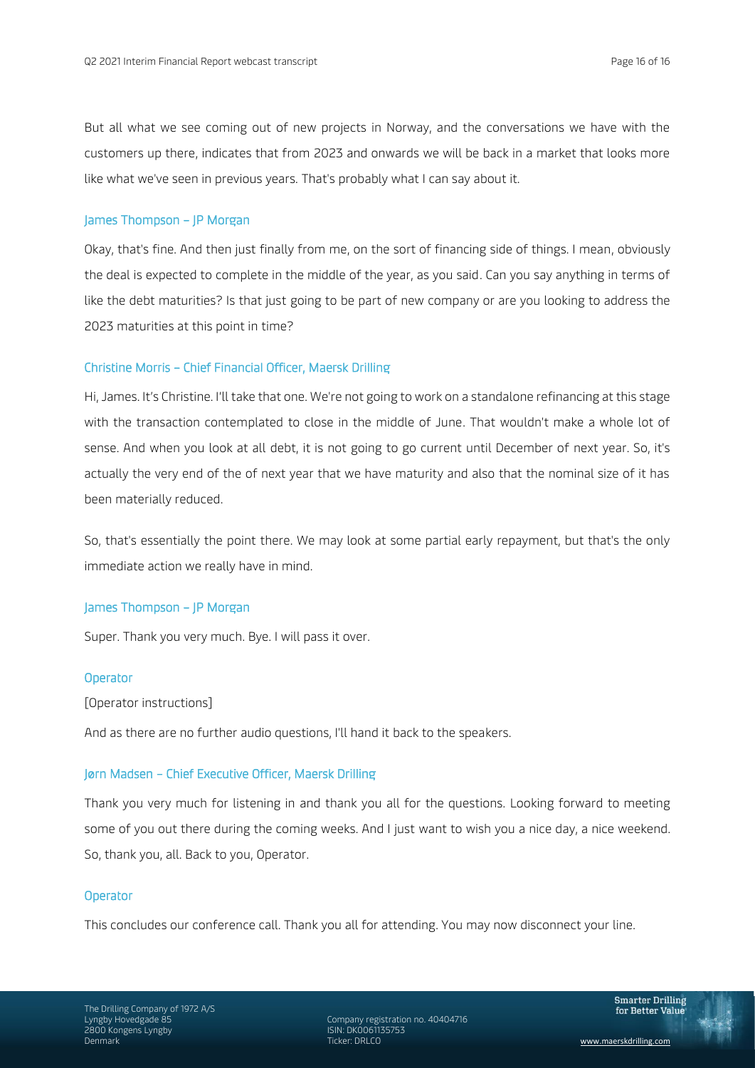But all what we see coming out of new projects in Norway, and the conversations we have with the customers up there, indicates that from 2023 and onwards we will be back in a market that looks more like what we've seen in previous years. That's probably what I can say about it.

### James Thompson – JP Morgan

Okay, that's fine. And then just finally from me, on the sort of financing side of things. I mean, obviously the deal is expected to complete in the middle of the year, as you said. Can you say anything in terms of like the debt maturities? Is that just going to be part of new company or are you looking to address the 2023 maturities at this point in time?

### Christine Morris – Chief Financial Officer, Maersk Drilling

Hi, James. It's Christine. I'll take that one. We're not going to work on a standalone refinancing at this stage with the transaction contemplated to close in the middle of June. That wouldn't make a whole lot of sense. And when you look at all debt, it is not going to go current until December of next year. So, it's actually the very end of the of next year that we have maturity and also that the nominal size of it has been materially reduced.

So, that's essentially the point there. We may look at some partial early repayment, but that's the only immediate action we really have in mind.

### James Thompson – JP Morgan

Super. Thank you very much. Bye. I will pass it over.

### Operator

[Operator instructions]

And as there are no further audio questions, I'll hand it back to the speakers.

### Jørn Madsen – Chief Executive Officer, Maersk Drilling

Thank you very much for listening in and thank you all for the questions. Looking forward to meeting some of you out there during the coming weeks. And I just want to wish you a nice day, a nice weekend. So, thank you, all. Back to you, Operator.

### Operator

This concludes our conference call. Thank you all for attending. You may now disconnect your line.